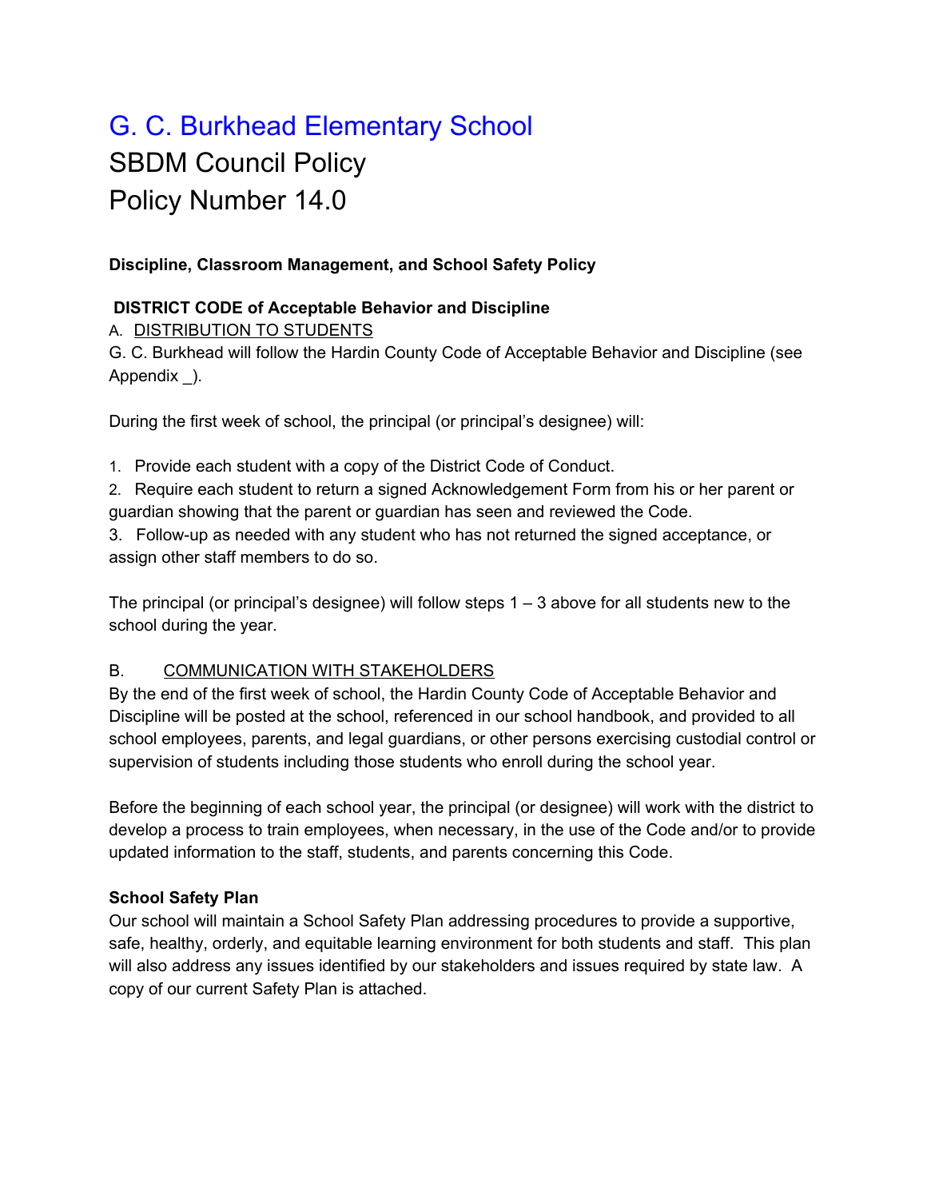# G. C. Burkhead Elementary School

# SBDM Council Policy

# Policy Number 14.0

**Discipline, Classroom Management, and School Safety Policy**

**DISTRICT CODE of Acceptable Behavior and Discipline**

A. DISTRIBUTION TO STUDENTS

G. C. Burkhead will follow the Hardin County Code of Acceptable Behavior and Discipline (see Appendix _).

During the first week of school, the principal (or principal's designee) will:

1. Provide each student with a copy of the District Code of Conduct.
2. Require each student to return a signed Acknowledgement Form from his or her parent or guardian showing that the parent or guardian has seen and reviewed the Code.
3. Follow-up as needed with any student who has not returned the signed acceptance, or assign other staff members to do so.

The principal (or principal's designee) will follow steps 1 – 3 above for all students new to the school during the year.

B. COMMUNICATION WITH STAKEHOLDERS

By the end of the first week of school, the Hardin County Code of Acceptable Behavior and Discipline will be posted at the school, referenced in our school handbook, and provided to all school employees, parents, and legal guardians, or other persons exercising custodial control or supervision of students including those students who enroll during the school year.

Before the beginning of each school year, the principal (or designee) will work with the district to develop a process to train employees, when necessary, in the use of the Code and/or to provide updated information to the staff, students, and parents concerning this Code.

**School Safety Plan**

Our school will maintain a School Safety Plan addressing procedures to provide a supportive, safe, healthy, orderly, and equitable learning environment for both students and staff. This plan will also address any issues identified by our stakeholders and issues required by state law. A copy of our current Safety Plan is attached.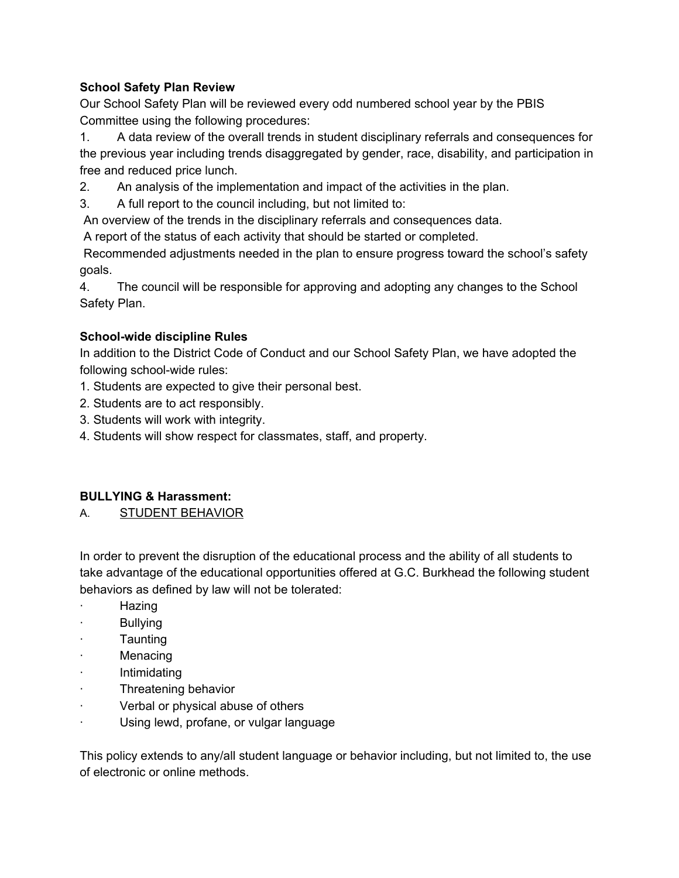**School Safety Plan Review**

Our School Safety Plan will be reviewed every odd numbered school year by the PBIS Committee using the following procedures:

1. A data review of the overall trends in student disciplinary referrals and consequences for the previous year including trends disaggregated by gender, race, disability, and participation in free and reduced price lunch.
2. An analysis of the implementation and impact of the activities in the plan.
3. A full report to the council including, but not limited to:
   An overview of the trends in the disciplinary referrals and consequences data.
   A report of the status of each activity that should be started or completed.
   Recommended adjustments needed in the plan to ensure progress toward the school's safety goals.
4. The council will be responsible for approving and adopting any changes to the School Safety Plan.

**School-wide discipline Rules**

In addition to the District Code of Conduct and our School Safety Plan, we have adopted the following school-wide rules:

1. Students are expected to give their personal best.
2. Students are to act responsibly.
3. Students will work with integrity.
4. Students will show respect for classmates, staff, and property.

**BULLYING & Harassment:**

A. <u>STUDENT BEHAVIOR</u>

In order to prevent the disruption of the educational process and the ability of all students to take advantage of the educational opportunities offered at G.C. Burkhead the following student behaviors as defined by law will not be tolerated:

- Hazing
- Bullying
- Taunting
- Menacing
- Intimidating
- Threatening behavior
- Verbal or physical abuse of others
- Using lewd, profane, or vulgar language

This policy extends to any/all student language or behavior including, but not limited to, the use of electronic or online methods.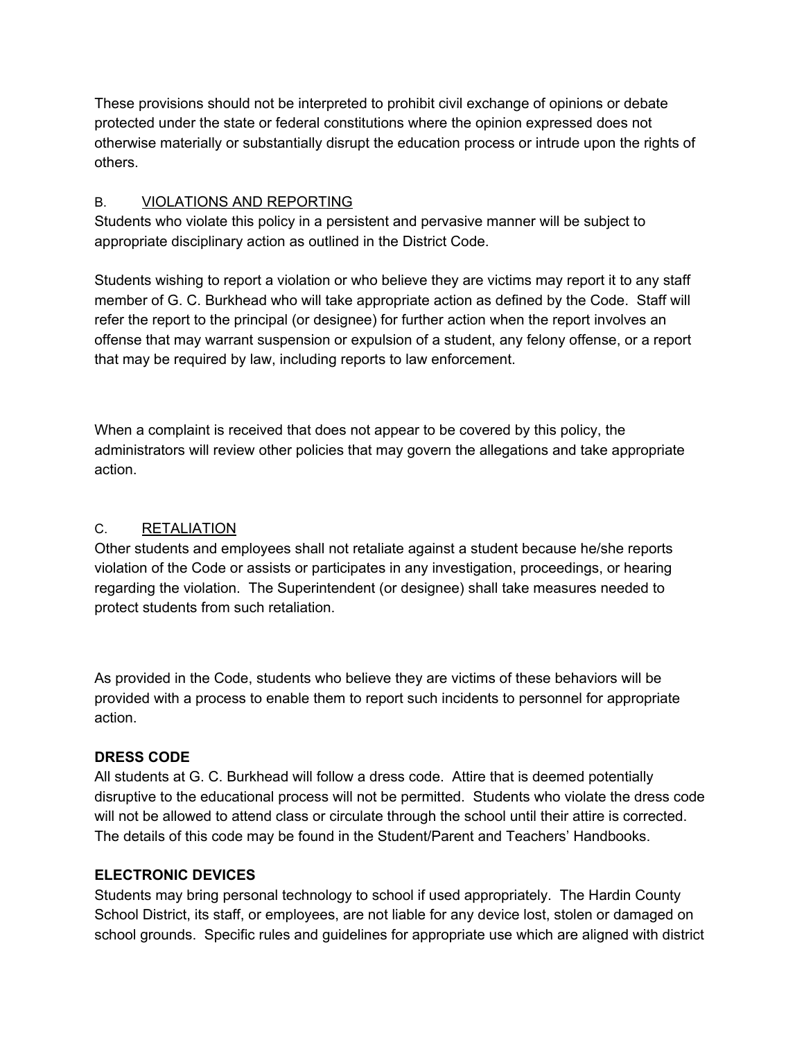These provisions should not be interpreted to prohibit civil exchange of opinions or debate protected under the state or federal constitutions where the opinion expressed does not otherwise materially or substantially disrupt the education process or intrude upon the rights of others.

B. <u>VIOLATIONS AND REPORTING</u>

Students who violate this policy in a persistent and pervasive manner will be subject to appropriate disciplinary action as outlined in the District Code.

Students wishing to report a violation or who believe they are victims may report it to any staff member of G. C. Burkhead who will take appropriate action as defined by the Code. Staff will refer the report to the principal (or designee) for further action when the report involves an offense that may warrant suspension or expulsion of a student, any felony offense, or a report that may be required by law, including reports to law enforcement.

When a complaint is received that does not appear to be covered by this policy, the administrators will review other policies that may govern the allegations and take appropriate action.

C. <u>RETALIATION</u>

Other students and employees shall not retaliate against a student because he/she reports violation of the Code or assists or participates in any investigation, proceedings, or hearing regarding the violation. The Superintendent (or designee) shall take measures needed to protect students from such retaliation.

As provided in the Code, students who believe they are victims of these behaviors will be provided with a process to enable them to report such incidents to personnel for appropriate action.

**DRESS CODE**

All students at G. C. Burkhead will follow a dress code. Attire that is deemed potentially disruptive to the educational process will not be permitted. Students who violate the dress code will not be allowed to attend class or circulate through the school until their attire is corrected. The details of this code may be found in the Student/Parent and Teachers' Handbooks.

**ELECTRONIC DEVICES**

Students may bring personal technology to school if used appropriately. The Hardin County School District, its staff, or employees, are not liable for any device lost, stolen or damaged on school grounds. Specific rules and guidelines for appropriate use which are aligned with district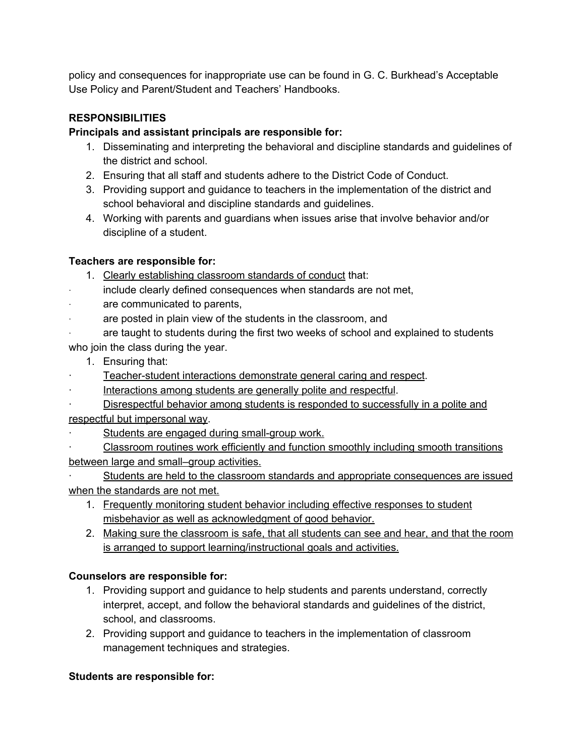policy and consequences for inappropriate use can be found in G. C. Burkhead's Acceptable Use Policy and Parent/Student and Teachers' Handbooks.

**RESPONSIBILITIES**

**Principals and assistant principals are responsible for:**

1. Disseminating and interpreting the behavioral and discipline standards and guidelines of the district and school.
2. Ensuring that all staff and students adhere to the District Code of Conduct.
3. Providing support and guidance to teachers in the implementation of the district and school behavioral and discipline standards and guidelines.
4. Working with parents and guardians when issues arise that involve behavior and/or discipline of a student.

**Teachers are responsible for:**

1. <u>Clearly establishing classroom standards of conduct</u> that:

- include clearly defined consequences when standards are not met,
- are communicated to parents,
- are posted in plain view of the students in the classroom, and
- are taught to students during the first two weeks of school and explained to students who join the class during the year.

1. Ensuring that:

- <u>Teacher-student interactions demonstrate general caring and respect</u>.
- <u>Interactions among students are generally polite and respectful</u>.
- <u>Disrespectful behavior among students is responded to successfully in a polite and respectful but impersonal way</u>.
- <u>Students are engaged during small-group work.</u>
- <u>Classroom routines work efficiently and function smoothly including smooth transitions between large and small–group activities.</u>
- <u>Students are held to the classroom standards and appropriate consequences are issued when the standards are not met.</u>

1. <u>Frequently monitoring student behavior including effective responses to student misbehavior as well as acknowledgment of good behavior.</u>
2. <u>Making sure the classroom is safe, that all students can see and hear, and that the room is arranged to support learning/instructional goals and activities.</u>

**Counselors are responsible for:**

1. Providing support and guidance to help students and parents understand, correctly interpret, accept, and follow the behavioral standards and guidelines of the district, school, and classrooms.
2. Providing support and guidance to teachers in the implementation of classroom management techniques and strategies.

**Students are responsible for:**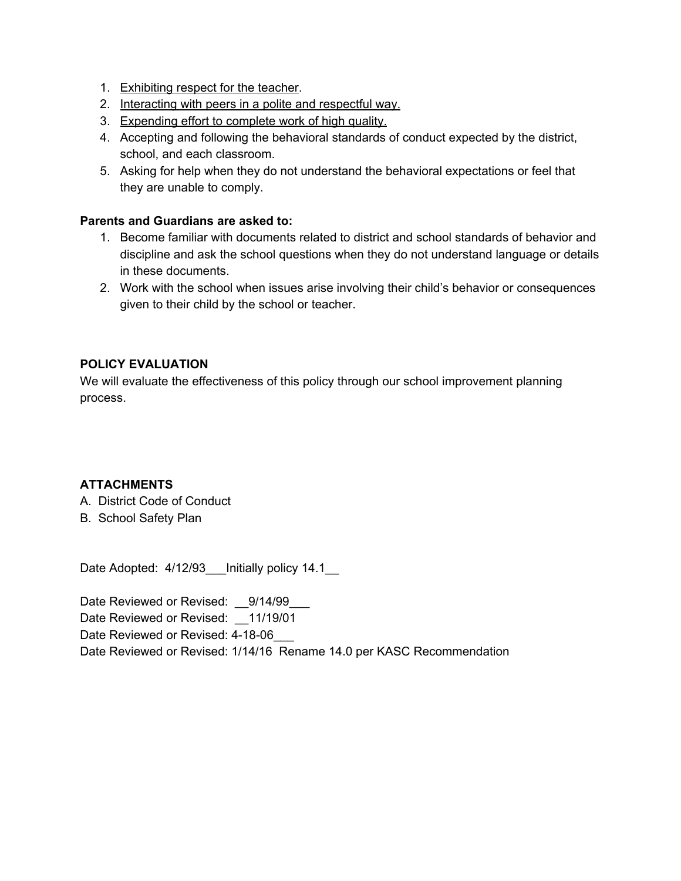1. Exhibiting respect for the teacher.
2. Interacting with peers in a polite and respectful way.
3. Expending effort to complete work of high quality.
4. Accepting and following the behavioral standards of conduct expected by the district, school, and each classroom.
5. Asking for help when they do not understand the behavioral expectations or feel that they are unable to comply.

**Parents and Guardians are asked to:**

1. Become familiar with documents related to district and school standards of behavior and discipline and ask the school questions when they do not understand language or details in these documents.
2. Work with the school when issues arise involving their child's behavior or consequences given to their child by the school or teacher.

**POLICY EVALUATION**

We will evaluate the effectiveness of this policy through our school improvement planning process.

**ATTACHMENTS**

A. District Code of Conduct
B. School Safety Plan

Date Adopted: 4/12/93___Initially policy 14.1__

Date Reviewed or Revised: __9/14/99___
Date Reviewed or Revised: __11/19/01
Date Reviewed or Revised: 4-18-06___
Date Reviewed or Revised: 1/14/16 Rename 14.0 per KASC Recommendation